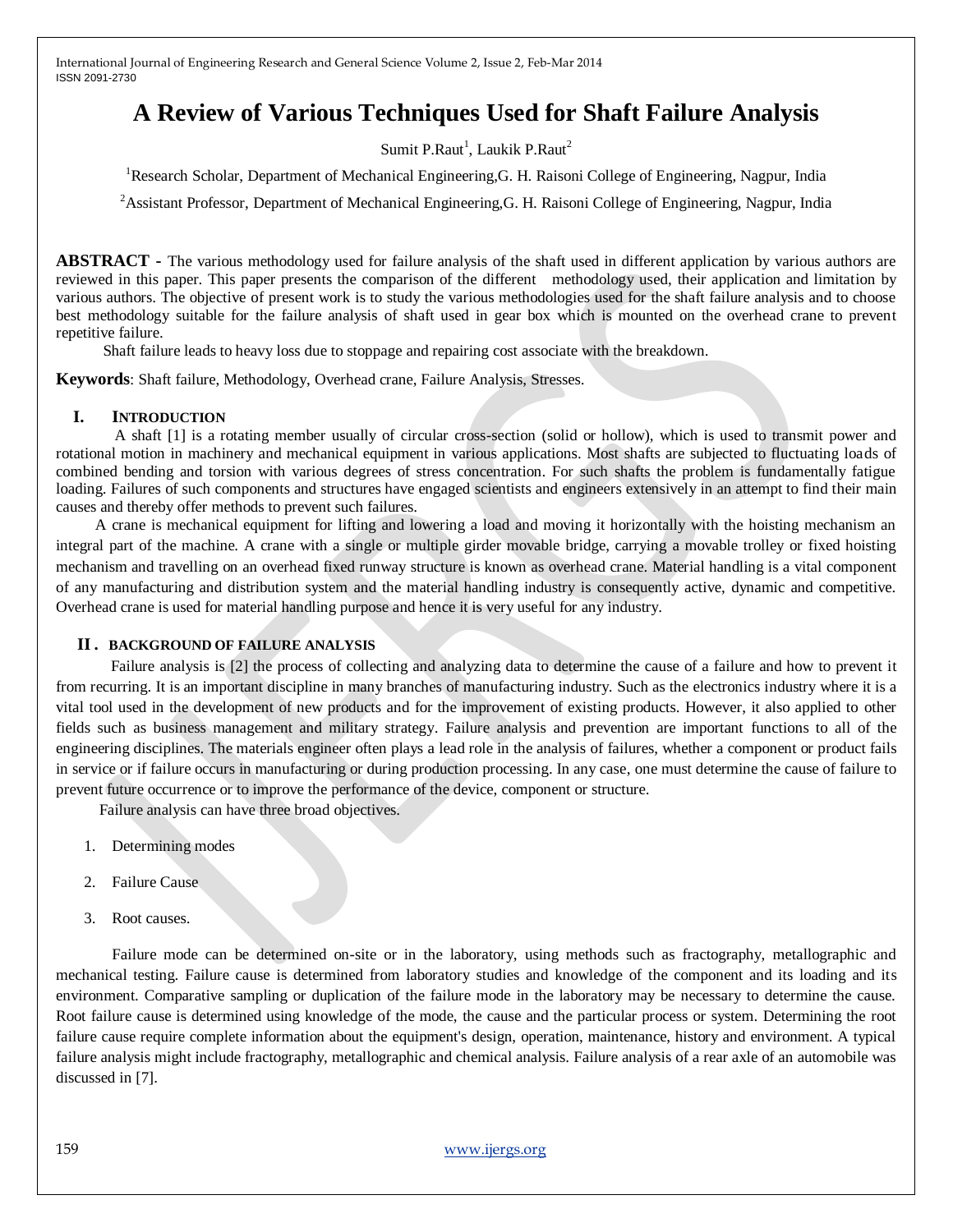# A Review of Various Techniques Used for Shaft Failure Analysis

Sumit P.Raut[1], Laukik P.Raut[2]

[1]Research Scholar, Department of Mechanical Engineering,G. H. Raisoni College of Engineering, Nagpur, India

[2]Assistant Professor, Department of Mechanical Engineering,G. H. Raisoni College of Engineering, Nagpur, India

**ABSTRACT -** The various methodology used for failure analysis of the shaft used in different application by various authors are reviewed in this paper. This paper presents the comparison of the different methodology used, their application and limitation by various authors. The objective of present work is to study the various methodologies used for the shaft failure analysis and to choose best methodology suitable for the failure analysis of shaft used in gear box which is mounted on the overhead crane to prevent repetitive failure.

Shaft failure leads to heavy loss due to stoppage and repairing cost associate with the breakdown.

**Keywords**: Shaft failure, Methodology, Overhead crane, Failure Analysis, Stresses.

## I. INTRODUCTION

A shaft [1] is a rotating member usually of circular cross-section (solid or hollow), which is used to transmit power and rotational motion in machinery and mechanical equipment in various applications. Most shafts are subjected to fluctuating loads of combined bending and torsion with various degrees of stress concentration. For such shafts the problem is fundamentally fatigue loading. Failures of such components and structures have engaged scientists and engineers extensively in an attempt to find their main causes and thereby offer methods to prevent such failures.

A crane is mechanical equipment for lifting and lowering a load and moving it horizontally with the hoisting mechanism an integral part of the machine. A crane with a single or multiple girder movable bridge, carrying a movable trolley or fixed hoisting mechanism and travelling on an overhead fixed runway structure is known as overhead crane. Material handling is a vital component of any manufacturing and distribution system and the material handling industry is consequently active, dynamic and competitive. Overhead crane is used for material handling purpose and hence it is very useful for any industry.

## II. BACKGROUND OF FAILURE ANALYSIS

Failure analysis is [2] the process of collecting and analyzing data to determine the cause of a failure and how to prevent it from recurring. It is an important discipline in many branches of manufacturing industry. Such as the electronics industry where it is a vital tool used in the development of new products and for the improvement of existing products. However, it also applied to other fields such as business management and military strategy. Failure analysis and prevention are important functions to all of the engineering disciplines. The materials engineer often plays a lead role in the analysis of failures, whether a component or product fails in service or if failure occurs in manufacturing or during production processing. In any case, one must determine the cause of failure to prevent future occurrence or to improve the performance of the device, component or structure.

Failure analysis can have three broad objectives.

1. Determining modes
2. Failure Cause
3. Root causes.

Failure mode can be determined on-site or in the laboratory, using methods such as fractography, metallographic and mechanical testing. Failure cause is determined from laboratory studies and knowledge of the component and its loading and its environment. Comparative sampling or duplication of the failure mode in the laboratory may be necessary to determine the cause. Root failure cause is determined using knowledge of the mode, the cause and the particular process or system. Determining the root failure cause require complete information about the equipment's design, operation, maintenance, history and environment. A typical failure analysis might include fractography, metallographic and chemical analysis. Failure analysis of a rear axle of an automobile was discussed in [7].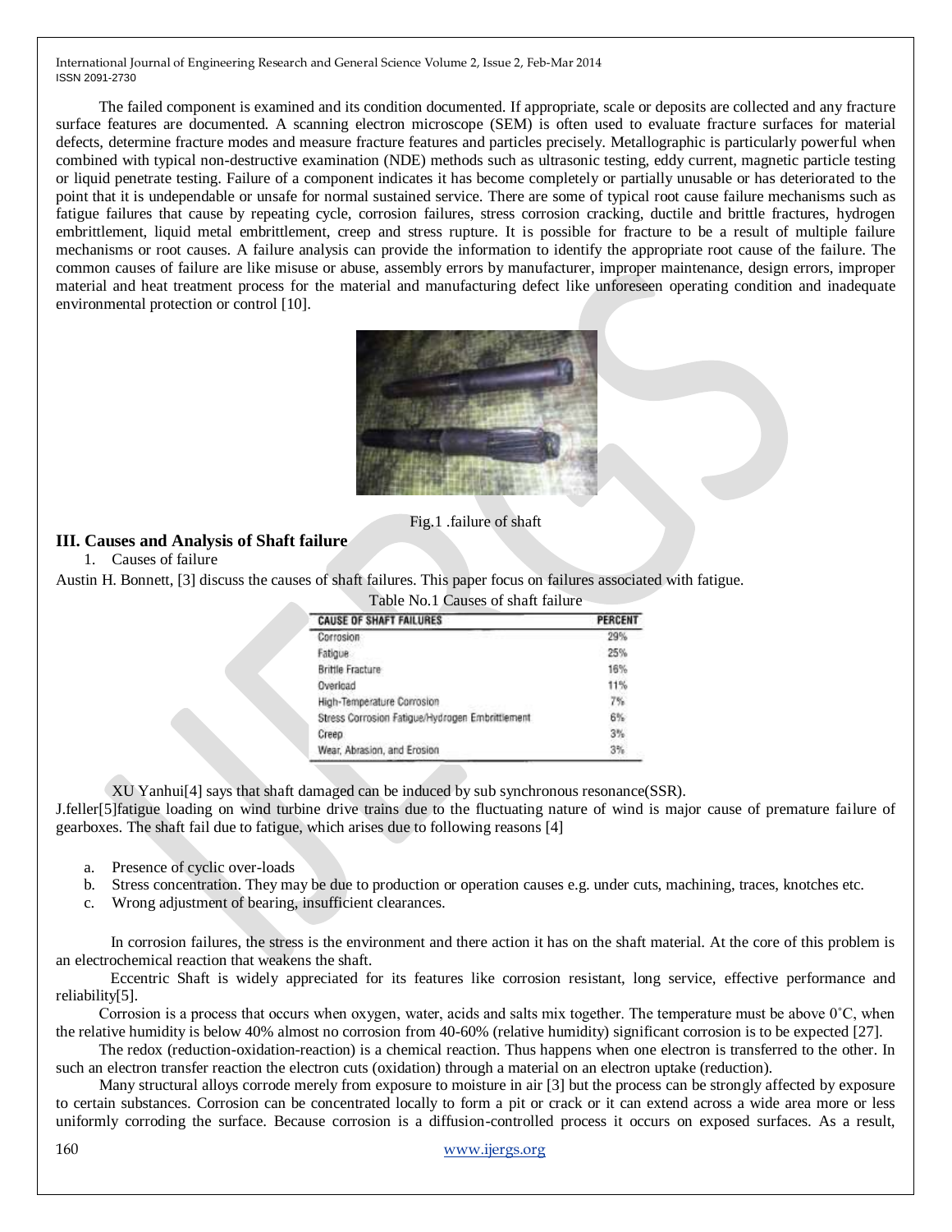The failed component is examined and its condition documented. If appropriate, scale or deposits are collected and any fracture surface features are documented. A scanning electron microscope (SEM) is often used to evaluate fracture surfaces for material defects, determine fracture modes and measure fracture features and particles precisely. Metallographic is particularly powerful when combined with typical non-destructive examination (NDE) methods such as ultrasonic testing, eddy current, magnetic particle testing or liquid penetrate testing. Failure of a component indicates it has become completely or partially unusable or has deteriorated to the point that it is undependable or unsafe for normal sustained service. There are some of typical root cause failure mechanisms such as fatigue failures that cause by repeating cycle, corrosion failures, stress corrosion cracking, ductile and brittle fractures, hydrogen embrittlement, liquid metal embrittlement, creep and stress rupture. It is possible for fracture to be a result of multiple failure mechanisms or root causes. A failure analysis can provide the information to identify the appropriate root cause of the failure. The common causes of failure are like misuse or abuse, assembly errors by manufacturer, improper maintenance, design errors, improper material and heat treatment process for the material and manufacturing defect like unforeseen operating condition and inadequate environmental protection or control [10].

Fig.1 .failure of shaft

## III. Causes and Analysis of Shaft failure

1. Causes of failure

Austin H. Bonnett, [3] discuss the causes of shaft failures. This paper focus on failures associated with fatigue.

Table No.1 Causes of shaft failure

| CAUSE OF SHAFT FAILURES | PERCENT |
|---|---|
| Corrosion | 29% |
| Fatigue | 25% |
| Brittle Fracture | 16% |
| Overload | 11% |
| High-Temperature Corrosion | 7% |
| Stress Corrosion Fatigue/Hydrogen Embrittlement | 6% |
| Creep | 3% |
| Wear, Abrasion, and Erosion | 3% |

XU Yanhui[4] says that shaft damaged can be induced by sub synchronous resonance(SSR).

J.feller[5]fatigue loading on wind turbine drive trains due to the fluctuating nature of wind is major cause of premature failure of gearboxes. The shaft fail due to fatigue, which arises due to following reasons [4]

a. Presence of cyclic over-loads
b. Stress concentration. They may be due to production or operation causes e.g. under cuts, machining, traces, knotches etc.
c. Wrong adjustment of bearing, insufficient clearances.

In corrosion failures, the stress is the environment and there action it has on the shaft material. At the core of this problem is an electrochemical reaction that weakens the shaft.

Eccentric Shaft is widely appreciated for its features like corrosion resistant, long service, effective performance and reliability[5].

Corrosion is a process that occurs when oxygen, water, acids and salts mix together. The temperature must be above 0˚C, when the relative humidity is below 40% almost no corrosion from 40-60% (relative humidity) significant corrosion is to be expected [27].

The redox (reduction-oxidation-reaction) is a chemical reaction. Thus happens when one electron is transferred to the other. In such an electron transfer reaction the electron cuts (oxidation) through a material on an electron uptake (reduction).

Many structural alloys corrode merely from exposure to moisture in air [3] but the process can be strongly affected by exposure to certain substances. Corrosion can be concentrated locally to form a pit or crack or it can extend across a wide area more or less uniformly corroding the surface. Because corrosion is a diffusion-controlled process it occurs on exposed surfaces. As a result,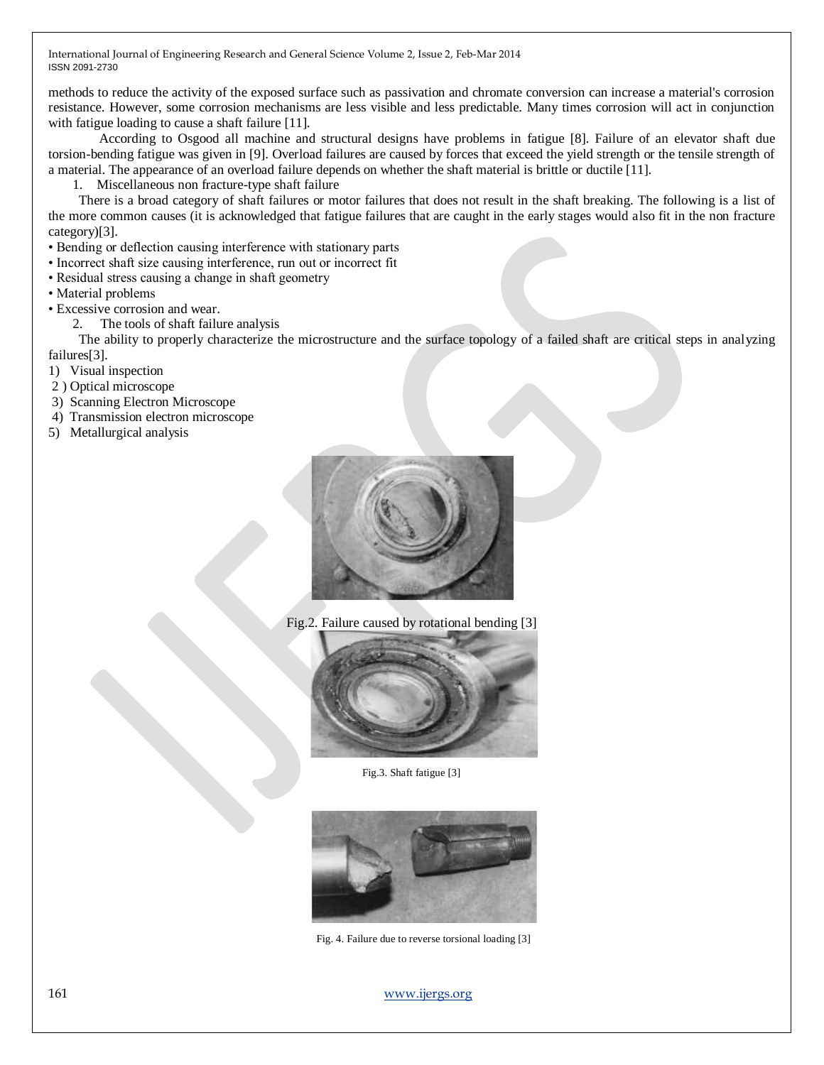methods to reduce the activity of the exposed surface such as passivation and chromate conversion can increase a material's corrosion resistance. However, some corrosion mechanisms are less visible and less predictable. Many times corrosion will act in conjunction with fatigue loading to cause a shaft failure [11].

According to Osgood all machine and structural designs have problems in fatigue [8]. Failure of an elevator shaft due torsion-bending fatigue was given in [9]. Overload failures are caused by forces that exceed the yield strength or the tensile strength of a material. The appearance of an overload failure depends on whether the shaft material is brittle or ductile [11].

1. Miscellaneous non fracture-type shaft failure

There is a broad category of shaft failures or motor failures that does not result in the shaft breaking. The following is a list of the more common causes (it is acknowledged that fatigue failures that are caught in the early stages would also fit in the non fracture category)[3].

- Bending or deflection causing interference with stationary parts
- Incorrect shaft size causing interference, run out or incorrect fit
- Residual stress causing a change in shaft geometry
- Material problems
- Excessive corrosion and wear.

2. The tools of shaft failure analysis

The ability to properly characterize the microstructure and the surface topology of a failed shaft are critical steps in analyzing failures[3].

1) Visual inspection
2) Optical microscope
3) Scanning Electron Microscope
4) Transmission electron microscope
5) Metallurgical analysis

Fig.2. Failure caused by rotational bending [3]

Fig.3. Shaft fatigue [3]

Fig. 4. Failure due to reverse torsional loading [3]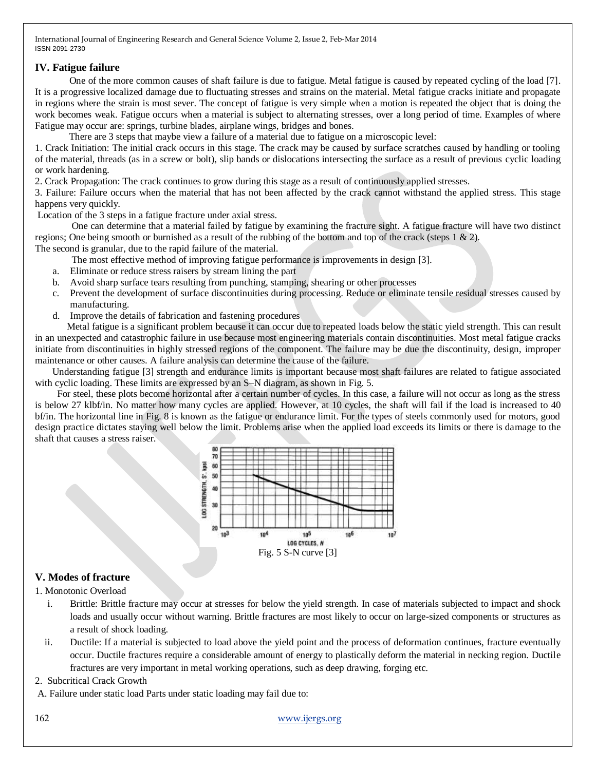## IV. Fatigue failure

One of the more common causes of shaft failure is due to fatigue. Metal fatigue is caused by repeated cycling of the load [7]. It is a progressive localized damage due to fluctuating stresses and strains on the material. Metal fatigue cracks initiate and propagate in regions where the strain is most sever. The concept of fatigue is very simple when a motion is repeated the object that is doing the work becomes weak. Fatigue occurs when a material is subject to alternating stresses, over a long period of time. Examples of where Fatigue may occur are: springs, turbine blades, airplane wings, bridges and bones.

There are 3 steps that maybe view a failure of a material due to fatigue on a microscopic level:

1. Crack Initiation: The initial crack occurs in this stage. The crack may be caused by surface scratches caused by handling or tooling of the material, threads (as in a screw or bolt), slip bands or dislocations intersecting the surface as a result of previous cyclic loading or work hardening.
2. Crack Propagation: The crack continues to grow during this stage as a result of continuously applied stresses.
3. Failure: Failure occurs when the material that has not been affected by the crack cannot withstand the applied stress. This stage happens very quickly.

Location of the 3 steps in a fatigue fracture under axial stress.

One can determine that a material failed by fatigue by examining the fracture sight. A fatigue fracture will have two distinct regions; One being smooth or burnished as a result of the rubbing of the bottom and top of the crack (steps 1 & 2). The second is granular, due to the rapid failure of the material.

The most effective method of improving fatigue performance is improvements in design [3].

a. Eliminate or reduce stress raisers by stream lining the part
b. Avoid sharp surface tears resulting from punching, stamping, shearing or other processes
c. Prevent the development of surface discontinuities during processing. Reduce or eliminate tensile residual stresses caused by manufacturing.
d. Improve the details of fabrication and fastening procedures

Metal fatigue is a significant problem because it can occur due to repeated loads below the static yield strength. This can result in an unexpected and catastrophic failure in use because most engineering materials contain discontinuities. Most metal fatigue cracks initiate from discontinuities in highly stressed regions of the component. The failure may be due the discontinuity, design, improper maintenance or other causes. A failure analysis can determine the cause of the failure.

Understanding fatigue [3] strength and endurance limits is important because most shaft failures are related to fatigue associated with cyclic loading. These limits are expressed by an S–N diagram, as shown in Fig. 5.

For steel, these plots become horizontal after a certain number of cycles. In this case, a failure will not occur as long as the stress is below 27 klbf/in. No matter how many cycles are applied. However, at 10 cycles, the shaft will fail if the load is increased to 40 bf/in. The horizontal line in Fig. 8 is known as the fatigue or endurance limit. For the types of steels commonly used for motors, good design practice dictates staying well below the limit. Problems arise when the applied load exceeds its limits or there is damage to the shaft that causes a stress raiser.

Fig. 5 S-N curve [3]

## V. Modes of fracture

1. Monotonic Overload

   i. Brittle: Brittle fracture may occur at stresses for below the yield strength. In case of materials subjected to impact and shock loads and usually occur without warning. Brittle fractures are most likely to occur on large-sized components or structures as a result of shock loading.

   ii. Ductile: If a material is subjected to load above the yield point and the process of deformation continues, fracture eventually occur. Ductile fractures require a considerable amount of energy to plastically deform the material in necking region. Ductile fractures are very important in metal working operations, such as deep drawing, forging etc.

2. Subcritical Crack Growth

A. Failure under static load Parts under static loading may fail due to: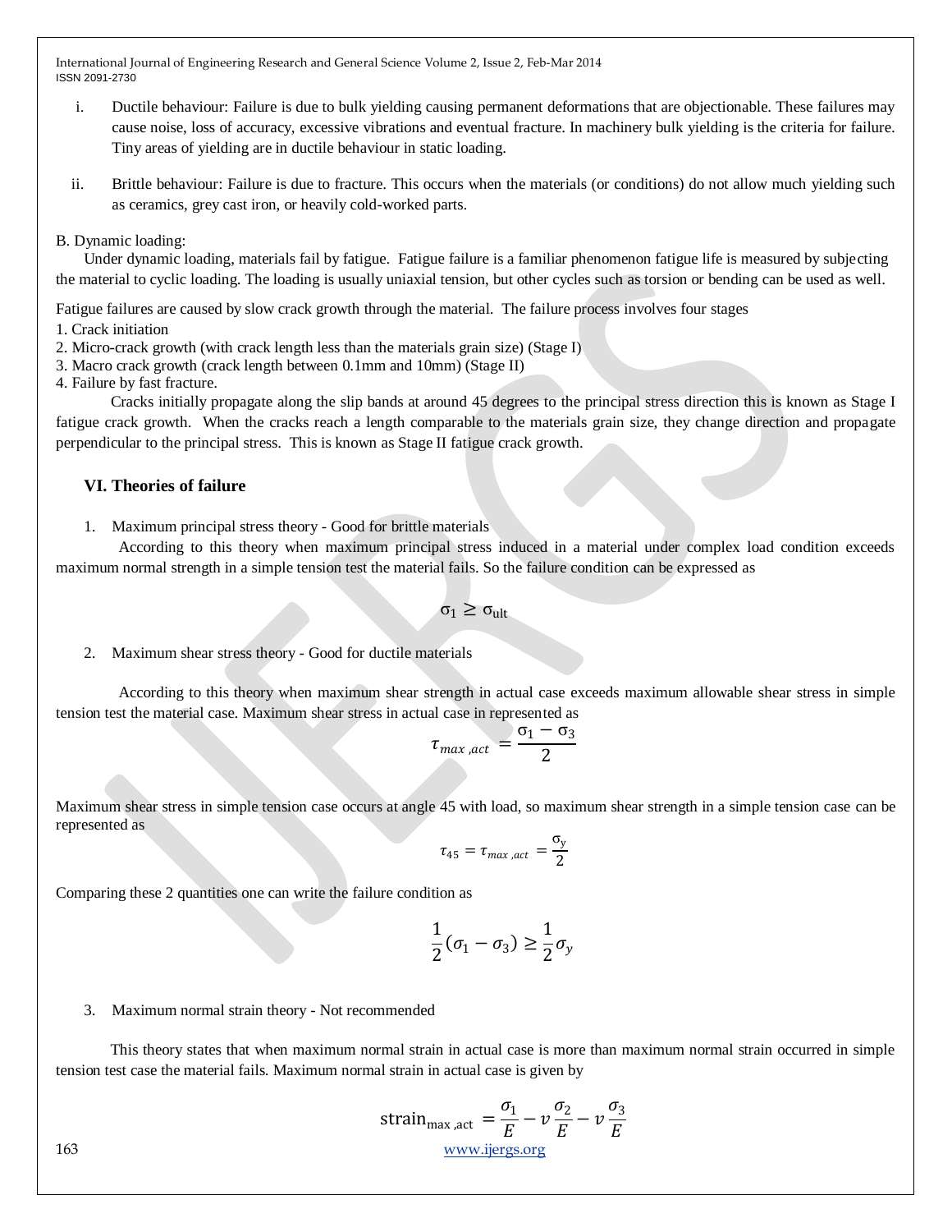i. Ductile behaviour: Failure is due to bulk yielding causing permanent deformations that are objectionable. These failures may cause noise, loss of accuracy, excessive vibrations and eventual fracture. In machinery bulk yielding is the criteria for failure. Tiny areas of yielding are in ductile behaviour in static loading.

ii. Brittle behaviour: Failure is due to fracture. This occurs when the materials (or conditions) do not allow much yielding such as ceramics, grey cast iron, or heavily cold-worked parts.

B. Dynamic loading:

Under dynamic loading, materials fail by fatigue. Fatigue failure is a familiar phenomenon fatigue life is measured by subjecting the material to cyclic loading. The loading is usually uniaxial tension, but other cycles such as torsion or bending can be used as well.

Fatigue failures are caused by slow crack growth through the material. The failure process involves four stages

1. Crack initiation
2. Micro-crack growth (with crack length less than the materials grain size) (Stage I)
3. Macro crack growth (crack length between 0.1mm and 10mm) (Stage II)
4. Failure by fast fracture.

Cracks initially propagate along the slip bands at around 45 degrees to the principal stress direction this is known as Stage I fatigue crack growth. When the cracks reach a length comparable to the materials grain size, they change direction and propagate perpendicular to the principal stress. This is known as Stage II fatigue crack growth.

## VI. Theories of failure

1. Maximum principal stress theory - Good for brittle materials

According to this theory when maximum principal stress induced in a material under complex load condition exceeds maximum normal strength in a simple tension test the material fails. So the failure condition can be expressed as

$$\sigma_1 \geq \sigma_{ult}$$

2. Maximum shear stress theory - Good for ductile materials

According to this theory when maximum shear strength in actual case exceeds maximum allowable shear stress in simple tension test the material case. Maximum shear stress in actual case in represented as

$$\tau_{max,act} = \frac{\sigma_1 - \sigma_3}{2}$$

Maximum shear stress in simple tension case occurs at angle 45 with load, so maximum shear strength in a simple tension case can be represented as

$$\tau_{45} = \tau_{max,act} = \frac{\sigma_y}{2}$$

Comparing these 2 quantities one can write the failure condition as

$$\frac{1}{2}(\sigma_1 - \sigma_3) \geq \frac{1}{2}\sigma_y$$

3. Maximum normal strain theory - Not recommended

This theory states that when maximum normal strain in actual case is more than maximum normal strain occurred in simple tension test case the material fails. Maximum normal strain in actual case is given by

$$\text{strain}_{max,act} = \frac{\sigma_1}{E} - v\frac{\sigma_2}{E} - v\frac{\sigma_3}{E}$$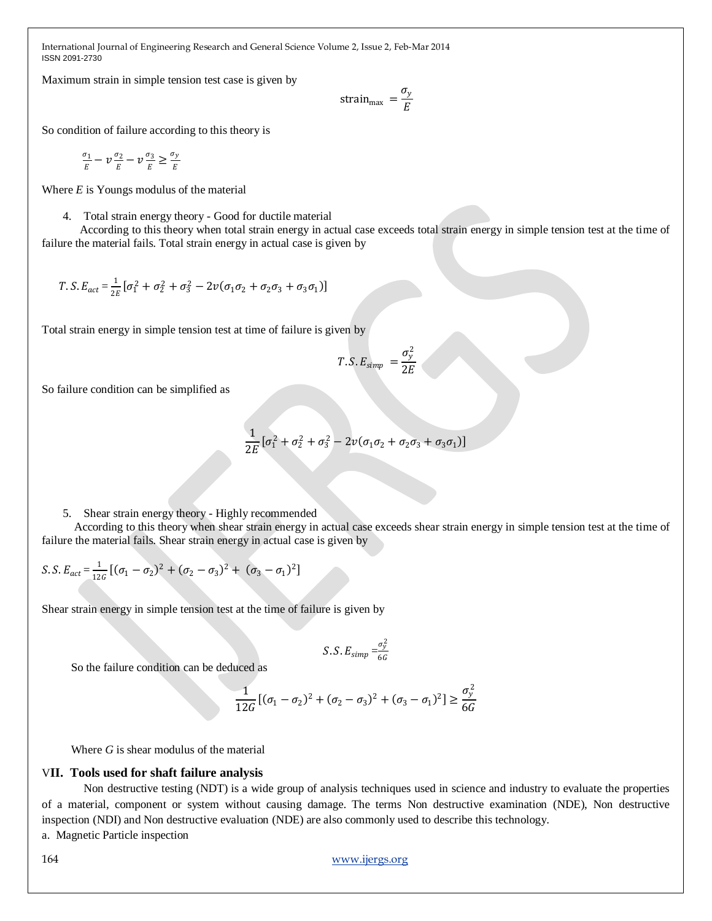Maximum strain in simple tension test case is given by

$$\text{strain}_{\max} = \frac{\sigma_y}{E}$$

So condition of failure according to this theory is

$$\frac{\sigma_1}{E} - v\frac{\sigma_2}{E} - v\frac{\sigma_3}{E} \geq \frac{\sigma_y}{E}$$

Where *E* is Youngs modulus of the material

4. Total strain energy theory - Good for ductile material

According to this theory when total strain energy in actual case exceeds total strain energy in simple tension test at the time of failure the material fails. Total strain energy in actual case is given by

$$T.S.E_{act} = \frac{1}{2E}\left[\sigma_1^2 + \sigma_2^2 + \sigma_3^2 - 2v(\sigma_1\sigma_2 + \sigma_2\sigma_3 + \sigma_3\sigma_1)\right]$$

Total strain energy in simple tension test at time of failure is given by

$$T.S.E_{simp} = \frac{\sigma_y^2}{2E}$$

So failure condition can be simplified as

$$\frac{1}{2E}\left[\sigma_1^2 + \sigma_2^2 + \sigma_3^2 - 2v(\sigma_1\sigma_2 + \sigma_2\sigma_3 + \sigma_3\sigma_1)\right]$$

5. Shear strain energy theory - Highly recommended

According to this theory when shear strain energy in actual case exceeds shear strain energy in simple tension test at the time of failure the material fails. Shear strain energy in actual case is given by

$$S.S.E_{act} = \frac{1}{12G}\left[(\sigma_1 - \sigma_2)^2 + (\sigma_2 - \sigma_3)^2 + (\sigma_3 - \sigma_1)^2\right]$$

Shear strain energy in simple tension test at the time of failure is given by

$$S.S.E_{simp} = \frac{\sigma_y^2}{6G}$$

So the failure condition can be deduced as

$$\frac{1}{12G}\left[(\sigma_1 - \sigma_2)^2 + (\sigma_2 - \sigma_3)^2 + (\sigma_3 - \sigma_1)^2\right] \geq \frac{\sigma_y^2}{6G}$$

Where *G* is shear modulus of the material

## VII. Tools used for shaft failure analysis

Non destructive testing (NDT) is a wide group of analysis techniques used in science and industry to evaluate the properties of a material, component or system without causing damage. The terms Non destructive examination (NDE), Non destructive inspection (NDI) and Non destructive evaluation (NDE) are also commonly used to describe this technology.

a. Magnetic Particle inspection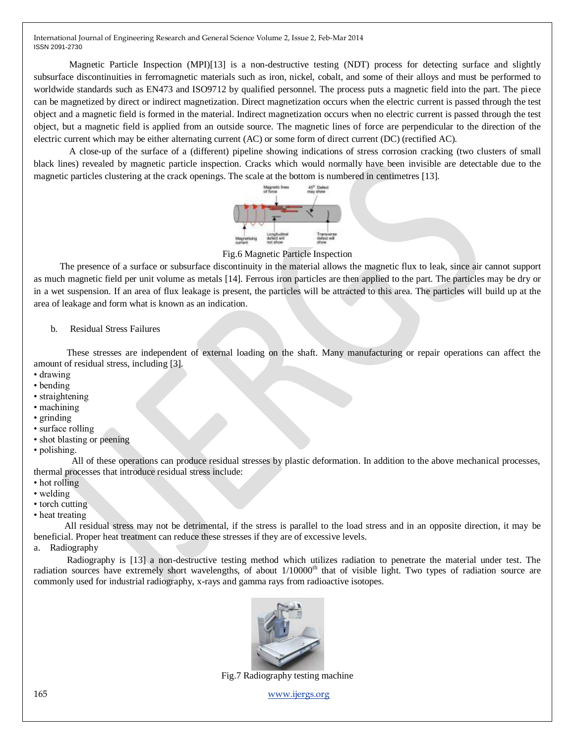Magnetic Particle Inspection (MPI)[13] is a non-destructive testing (NDT) process for detecting surface and slightly subsurface discontinuities in ferromagnetic materials such as iron, nickel, cobalt, and some of their alloys and must be performed to worldwide standards such as EN473 and ISO9712 by qualified personnel. The process puts a magnetic field into the part. The piece can be magnetized by direct or indirect magnetization. Direct magnetization occurs when the electric current is passed through the test object and a magnetic field is formed in the material. Indirect magnetization occurs when no electric current is passed through the test object, but a magnetic field is applied from an outside source. The magnetic lines of force are perpendicular to the direction of the electric current which may be either alternating current (AC) or some form of direct current (DC) (rectified AC).

A close-up of the surface of a (different) pipeline showing indications of stress corrosion cracking (two clusters of small black lines) revealed by magnetic particle inspection. Cracks which would normally have been invisible are detectable due to the magnetic particles clustering at the crack openings. The scale at the bottom is numbered in centimetres [13].

Fig.6 Magnetic Particle Inspection

The presence of a surface or subsurface discontinuity in the material allows the magnetic flux to leak, since air cannot support as much magnetic field per unit volume as metals [14]. Ferrous iron particles are then applied to the part. The particles may be dry or in a wet suspension. If an area of flux leakage is present, the particles will be attracted to this area. The particles will build up at the area of leakage and form what is known as an indication.

b. Residual Stress Failures

These stresses are independent of external loading on the shaft. Many manufacturing or repair operations can affect the amount of residual stress, including [3].

- drawing
- bending
- straightening
- machining
- grinding
- surface rolling
- shot blasting or peening
- polishing.

All of these operations can produce residual stresses by plastic deformation. In addition to the above mechanical processes, thermal processes that introduce residual stress include:

- hot rolling
- welding
- torch cutting
- heat treating

All residual stress may not be detrimental, if the stress is parallel to the load stress and in an opposite direction, it may be beneficial. Proper heat treatment can reduce these stresses if they are of excessive levels.

a. Radiography

Radiography is [13] a non-destructive testing method which utilizes radiation to penetrate the material under test. The radiation sources have extremely short wavelengths, of about 1/10000[th] that of visible light. Two types of radiation source are commonly used for industrial radiography, x-rays and gamma rays from radioactive isotopes.

Fig.7 Radiography testing machine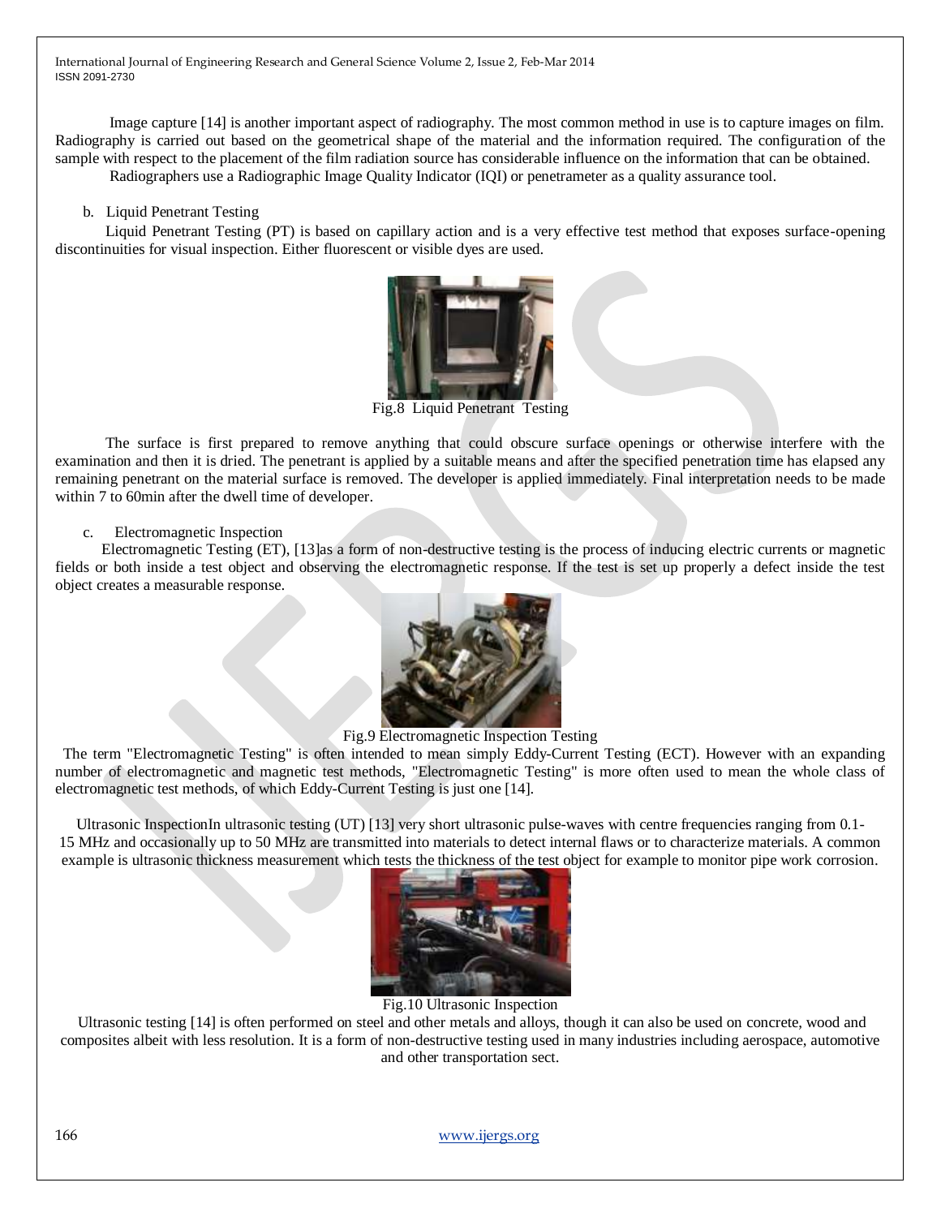Image capture [14] is another important aspect of radiography. The most common method in use is to capture images on film. Radiography is carried out based on the geometrical shape of the material and the information required. The configuration of the sample with respect to the placement of the film radiation source has considerable influence on the information that can be obtained.

Radiographers use a Radiographic Image Quality Indicator (IQI) or penetrameter as a quality assurance tool.

b. Liquid Penetrant Testing

Liquid Penetrant Testing (PT) is based on capillary action and is a very effective test method that exposes surface-opening discontinuities for visual inspection. Either fluorescent or visible dyes are used.

Fig.8 Liquid Penetrant Testing

The surface is first prepared to remove anything that could obscure surface openings or otherwise interfere with the examination and then it is dried. The penetrant is applied by a suitable means and after the specified penetration time has elapsed any remaining penetrant on the material surface is removed. The developer is applied immediately. Final interpretation needs to be made within 7 to 60min after the dwell time of developer.

c. Electromagnetic Inspection

Electromagnetic Testing (ET), [13]as a form of non-destructive testing is the process of inducing electric currents or magnetic fields or both inside a test object and observing the electromagnetic response. If the test is set up properly a defect inside the test object creates a measurable response.

Fig.9 Electromagnetic Inspection Testing

The term "Electromagnetic Testing" is often intended to mean simply Eddy-Current Testing (ECT). However with an expanding number of electromagnetic and magnetic test methods, "Electromagnetic Testing" is more often used to mean the whole class of electromagnetic test methods, of which Eddy-Current Testing is just one [14].

Ultrasonic InspectionIn ultrasonic testing (UT) [13] very short ultrasonic pulse-waves with centre frequencies ranging from 0.1-15 MHz and occasionally up to 50 MHz are transmitted into materials to detect internal flaws or to characterize materials. A common example is ultrasonic thickness measurement which tests the thickness of the test object for example to monitor pipe work corrosion.

Fig.10 Ultrasonic Inspection

Ultrasonic testing [14] is often performed on steel and other metals and alloys, though it can also be used on concrete, wood and composites albeit with less resolution. It is a form of non-destructive testing used in many industries including aerospace, automotive and other transportation sect.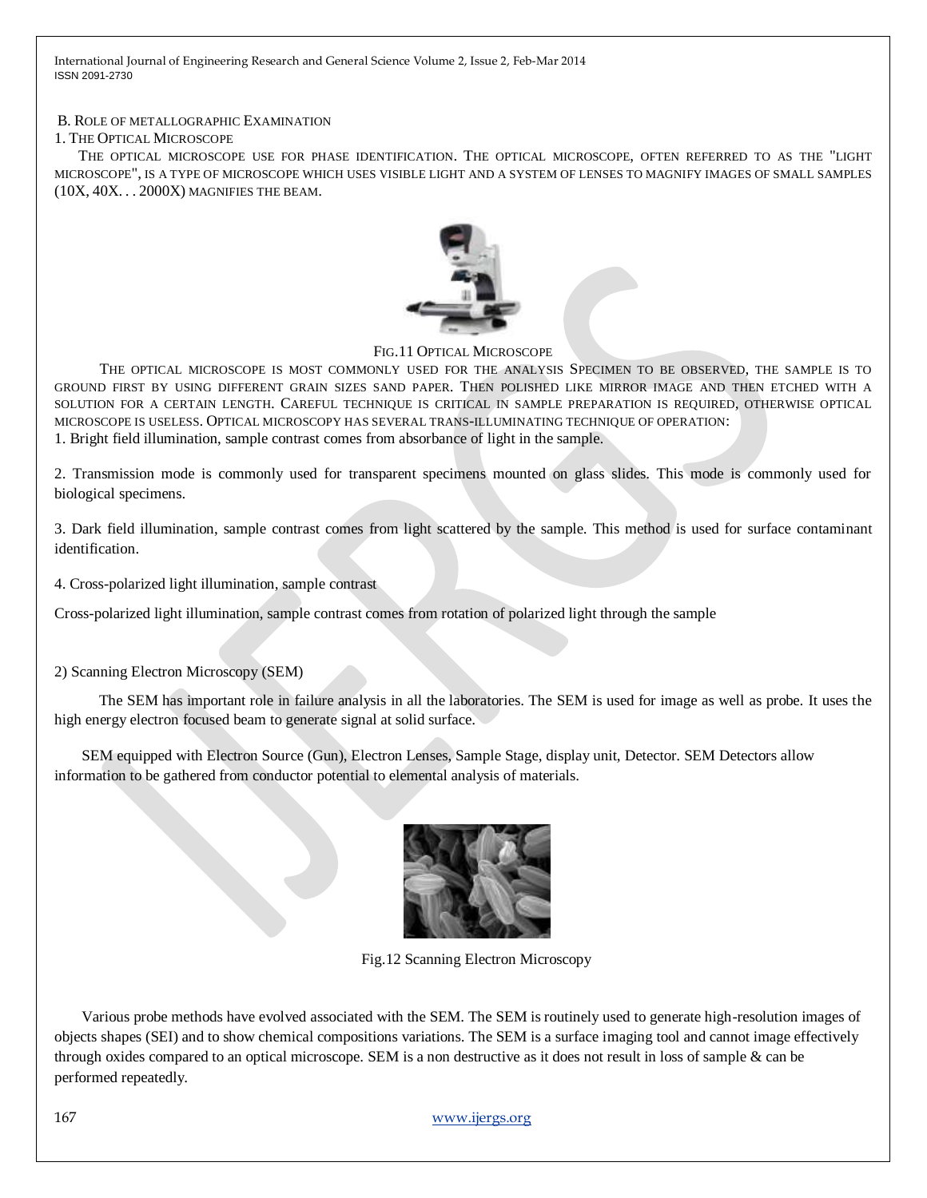B. ROLE OF METALLOGRAPHIC EXAMINATION

1. THE OPTICAL MICROSCOPE

THE OPTICAL MICROSCOPE USE FOR PHASE IDENTIFICATION. THE OPTICAL MICROSCOPE, OFTEN REFERRED TO AS THE "LIGHT MICROSCOPE", IS A TYPE OF MICROSCOPE WHICH USES VISIBLE LIGHT AND A SYSTEM OF LENSES TO MAGNIFY IMAGES OF SMALL SAMPLES (10X, 40X. . . 2000X) MAGNIFIES THE BEAM.

FIG.11 OPTICAL MICROSCOPE

THE OPTICAL MICROSCOPE IS MOST COMMONLY USED FOR THE ANALYSIS SPECIMEN TO BE OBSERVED, THE SAMPLE IS TO GROUND FIRST BY USING DIFFERENT GRAIN SIZES SAND PAPER. THEN POLISHED LIKE MIRROR IMAGE AND THEN ETCHED WITH A SOLUTION FOR A CERTAIN LENGTH. CAREFUL TECHNIQUE IS CRITICAL IN SAMPLE PREPARATION IS REQUIRED, OTHERWISE OPTICAL MICROSCOPE IS USELESS. OPTICAL MICROSCOPY HAS SEVERAL TRANS-ILLUMINATING TECHNIQUE OF OPERATION:

1. Bright field illumination, sample contrast comes from absorbance of light in the sample.

2. Transmission mode is commonly used for transparent specimens mounted on glass slides. This mode is commonly used for biological specimens.

3. Dark field illumination, sample contrast comes from light scattered by the sample. This method is used for surface contaminant identification.

4. Cross-polarized light illumination, sample contrast

Cross-polarized light illumination, sample contrast comes from rotation of polarized light through the sample

2) Scanning Electron Microscopy (SEM)

The SEM has important role in failure analysis in all the laboratories. The SEM is used for image as well as probe. It uses the high energy electron focused beam to generate signal at solid surface.

SEM equipped with Electron Source (Gun), Electron Lenses, Sample Stage, display unit, Detector. SEM Detectors allow information to be gathered from conductor potential to elemental analysis of materials.

Fig.12 Scanning Electron Microscopy

Various probe methods have evolved associated with the SEM. The SEM is routinely used to generate high-resolution images of objects shapes (SEI) and to show chemical compositions variations. The SEM is a surface imaging tool and cannot image effectively through oxides compared to an optical microscope. SEM is a non destructive as it does not result in loss of sample & can be performed repeatedly.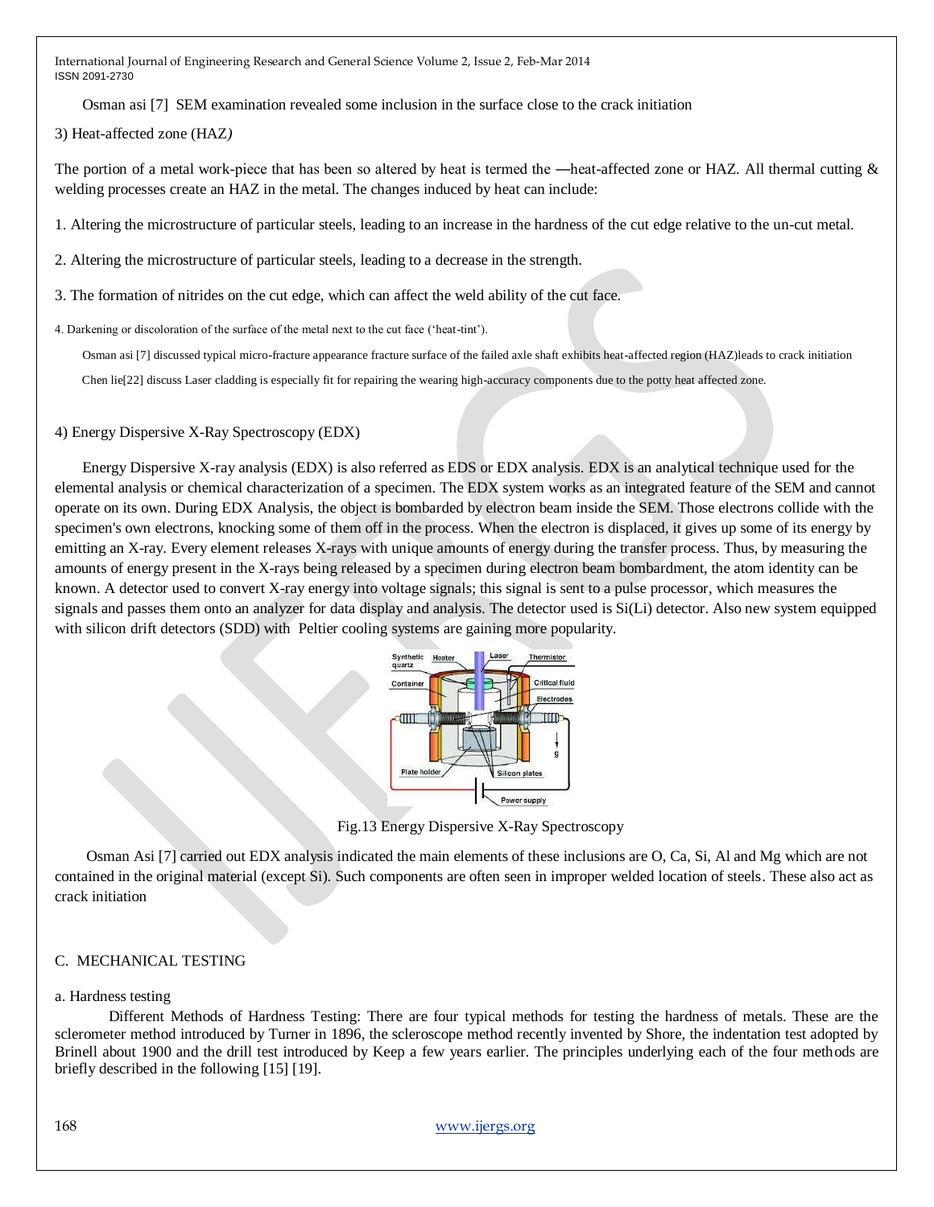Osman asi [7] SEM examination revealed some inclusion in the surface close to the crack initiation

3) Heat-affected zone (HAZ)

The portion of a metal work-piece that has been so altered by heat is termed the ―heat-affected zone or HAZ. All thermal cutting & welding processes create an HAZ in the metal. The changes induced by heat can include:

1. Altering the microstructure of particular steels, leading to an increase in the hardness of the cut edge relative to the un-cut metal.

2. Altering the microstructure of particular steels, leading to a decrease in the strength.

3. The formation of nitrides on the cut edge, which can affect the weld ability of the cut face.

4. Darkening or discoloration of the surface of the metal next to the cut face ('heat-tint').

Osman asi [7] discussed typical micro-fracture appearance fracture surface of the failed axle shaft exhibits heat-affected region (HAZ)leads to crack initiation

Chen lie[22] discuss Laser cladding is especially fit for repairing the wearing high-accuracy components due to the potty heat affected zone.

4) Energy Dispersive X-Ray Spectroscopy (EDX)

Energy Dispersive X-ray analysis (EDX) is also referred as EDS or EDX analysis. EDX is an analytical technique used for the elemental analysis or chemical characterization of a specimen. The EDX system works as an integrated feature of the SEM and cannot operate on its own. During EDX Analysis, the object is bombarded by electron beam inside the SEM. Those electrons collide with the specimen's own electrons, knocking some of them off in the process. When the electron is displaced, it gives up some of its energy by emitting an X-ray. Every element releases X-rays with unique amounts of energy during the transfer process. Thus, by measuring the amounts of energy present in the X-rays being released by a specimen during electron beam bombardment, the atom identity can be known. A detector used to convert X-ray energy into voltage signals; this signal is sent to a pulse processor, which measures the signals and passes them onto an analyzer for data display and analysis. The detector used is Si(Li) detector. Also new system equipped with silicon drift detectors (SDD) with Peltier cooling systems are gaining more popularity.

Fig.13 Energy Dispersive X-Ray Spectroscopy

Osman Asi [7] carried out EDX analysis indicated the main elements of these inclusions are O, Ca, Si, Al and Mg which are not contained in the original material (except Si). Such components are often seen in improper welded location of steels. These also act as crack initiation

C. MECHANICAL TESTING

a. Hardness testing

Different Methods of Hardness Testing: There are four typical methods for testing the hardness of metals. These are the sclerometer method introduced by Turner in 1896, the scleroscope method recently invented by Shore, the indentation test adopted by Brinell about 1900 and the drill test introduced by Keep a few years earlier. The principles underlying each of the four methods are briefly described in the following [15] [19].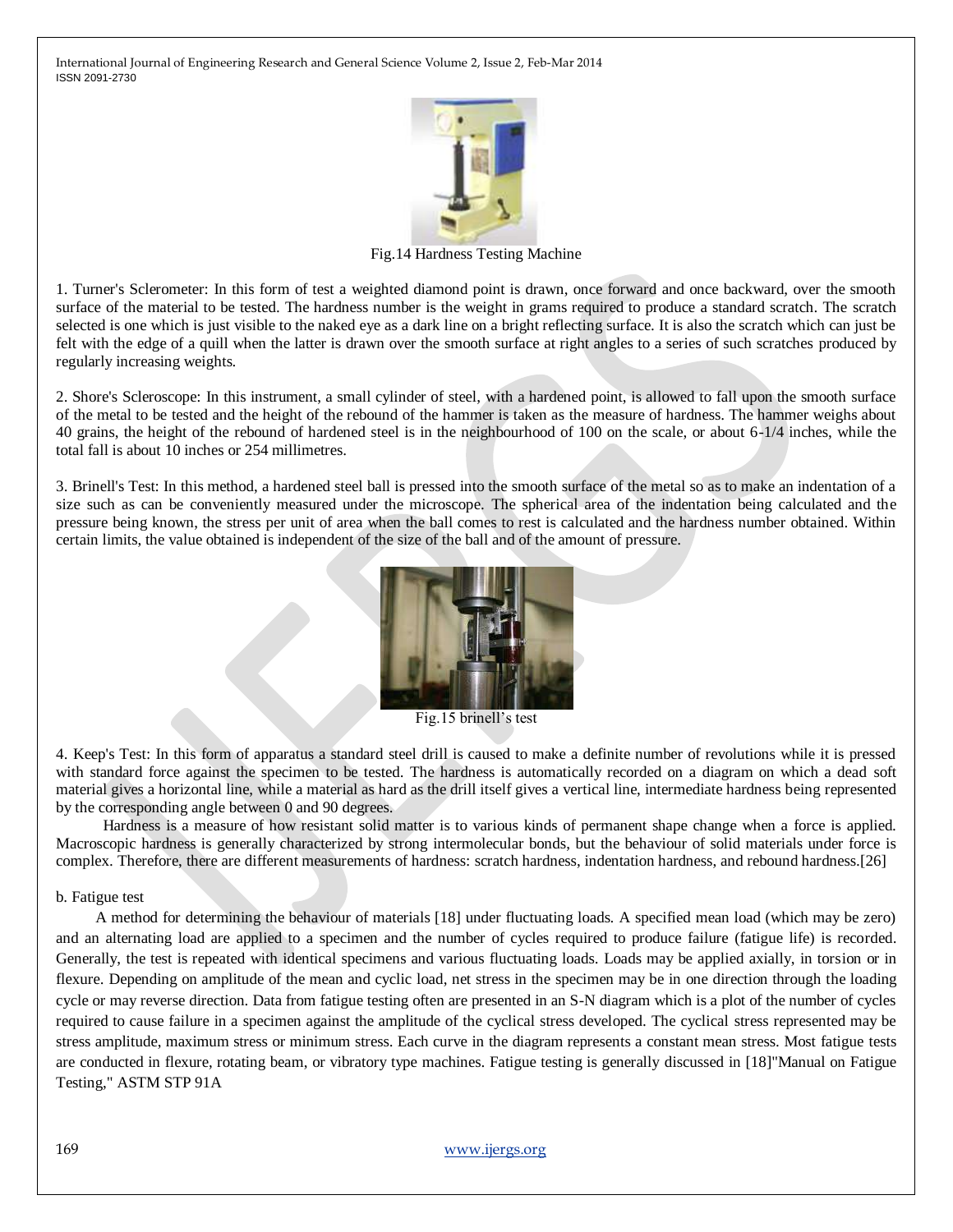Fig.14 Hardness Testing Machine

1. Turner's Sclerometer: In this form of test a weighted diamond point is drawn, once forward and once backward, over the smooth surface of the material to be tested. The hardness number is the weight in grams required to produce a standard scratch. The scratch selected is one which is just visible to the naked eye as a dark line on a bright reflecting surface. It is also the scratch which can just be felt with the edge of a quill when the latter is drawn over the smooth surface at right angles to a series of such scratches produced by regularly increasing weights.

2. Shore's Scleroscope: In this instrument, a small cylinder of steel, with a hardened point, is allowed to fall upon the smooth surface of the metal to be tested and the height of the rebound of the hammer is taken as the measure of hardness. The hammer weighs about 40 grains, the height of the rebound of hardened steel is in the neighbourhood of 100 on the scale, or about 6-1/4 inches, while the total fall is about 10 inches or 254 millimetres.

3. Brinell's Test: In this method, a hardened steel ball is pressed into the smooth surface of the metal so as to make an indentation of a size such as can be conveniently measured under the microscope. The spherical area of the indentation being calculated and the pressure being known, the stress per unit of area when the ball comes to rest is calculated and the hardness number obtained. Within certain limits, the value obtained is independent of the size of the ball and of the amount of pressure.

Fig.15 brinell's test

4. Keep's Test: In this form of apparatus a standard steel drill is caused to make a definite number of revolutions while it is pressed with standard force against the specimen to be tested. The hardness is automatically recorded on a diagram on which a dead soft material gives a horizontal line, while a material as hard as the drill itself gives a vertical line, intermediate hardness being represented by the corresponding angle between 0 and 90 degrees.

Hardness is a measure of how resistant solid matter is to various kinds of permanent shape change when a force is applied. Macroscopic hardness is generally characterized by strong intermolecular bonds, but the behaviour of solid materials under force is complex. Therefore, there are different measurements of hardness: scratch hardness, indentation hardness, and rebound hardness.[26]

b. Fatigue test

A method for determining the behaviour of materials [18] under fluctuating loads. A specified mean load (which may be zero) and an alternating load are applied to a specimen and the number of cycles required to produce failure (fatigue life) is recorded. Generally, the test is repeated with identical specimens and various fluctuating loads. Loads may be applied axially, in torsion or in flexure. Depending on amplitude of the mean and cyclic load, net stress in the specimen may be in one direction through the loading cycle or may reverse direction. Data from fatigue testing often are presented in an S-N diagram which is a plot of the number of cycles required to cause failure in a specimen against the amplitude of the cyclical stress developed. The cyclical stress represented may be stress amplitude, maximum stress or minimum stress. Each curve in the diagram represents a constant mean stress. Most fatigue tests are conducted in flexure, rotating beam, or vibratory type machines. Fatigue testing is generally discussed in [18]"Manual on Fatigue Testing," ASTM STP 91A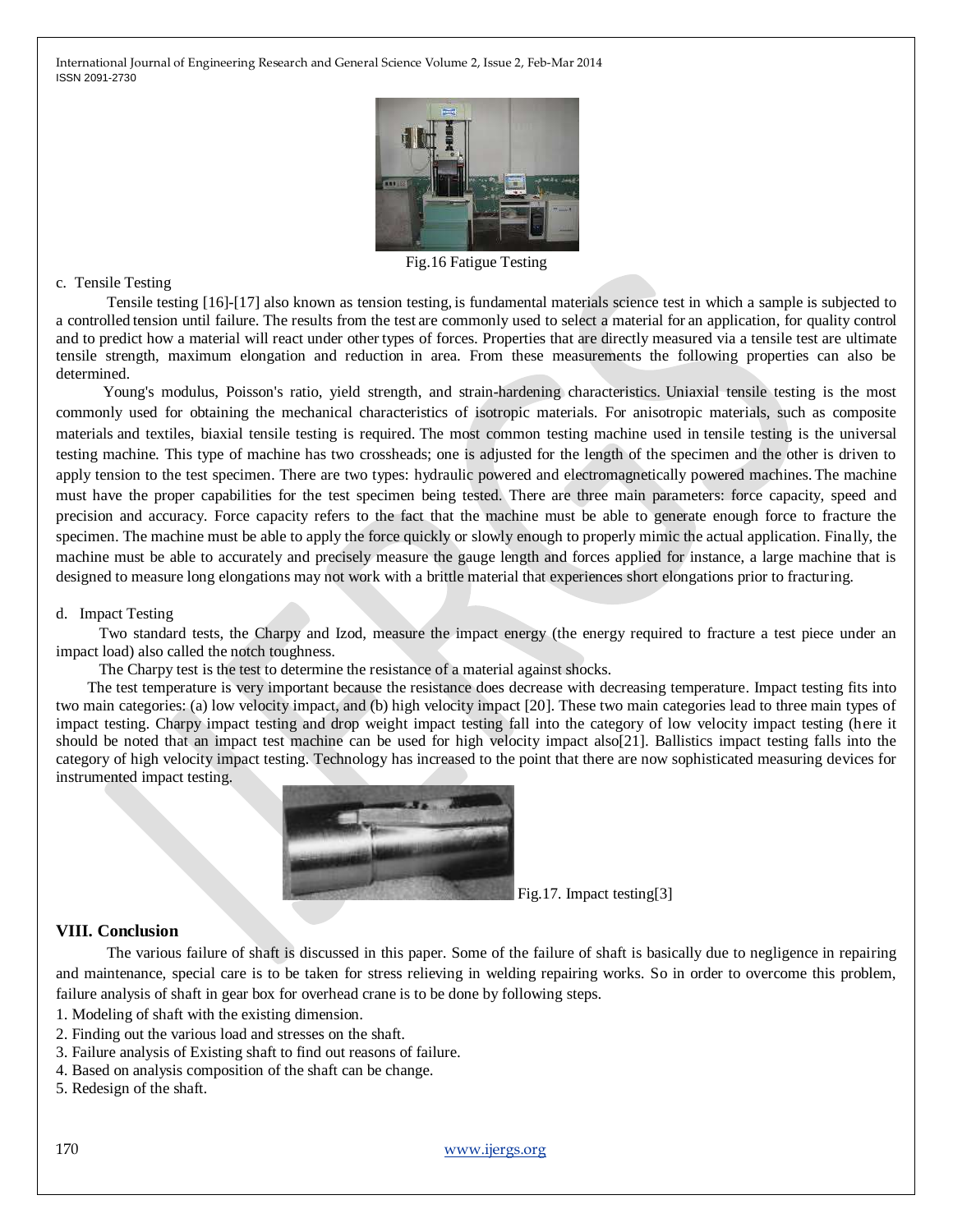Fig.16 Fatigue Testing

c. Tensile Testing

Tensile testing [16]-[17] also known as tension testing, is fundamental materials science test in which a sample is subjected to a controlled tension until failure. The results from the test are commonly used to select a material for an application, for quality control and to predict how a material will react under other types of forces. Properties that are directly measured via a tensile test are ultimate tensile strength, maximum elongation and reduction in area. From these measurements the following properties can also be determined.

Young's modulus, Poisson's ratio, yield strength, and strain-hardening characteristics. Uniaxial tensile testing is the most commonly used for obtaining the mechanical characteristics of isotropic materials. For anisotropic materials, such as composite materials and textiles, biaxial tensile testing is required. The most common testing machine used in tensile testing is the universal testing machine. This type of machine has two crossheads; one is adjusted for the length of the specimen and the other is driven to apply tension to the test specimen. There are two types: hydraulic powered and electromagnetically powered machines. The machine must have the proper capabilities for the test specimen being tested. There are three main parameters: force capacity, speed and precision and accuracy. Force capacity refers to the fact that the machine must be able to generate enough force to fracture the specimen. The machine must be able to apply the force quickly or slowly enough to properly mimic the actual application. Finally, the machine must be able to accurately and precisely measure the gauge length and forces applied for instance, a large machine that is designed to measure long elongations may not work with a brittle material that experiences short elongations prior to fracturing.

d. Impact Testing

Two standard tests, the Charpy and Izod, measure the impact energy (the energy required to fracture a test piece under an impact load) also called the notch toughness.

The Charpy test is the test to determine the resistance of a material against shocks.

The test temperature is very important because the resistance does decrease with decreasing temperature. Impact testing fits into two main categories: (a) low velocity impact, and (b) high velocity impact [20]. These two main categories lead to three main types of impact testing. Charpy impact testing and drop weight impact testing fall into the category of low velocity impact testing (here it should be noted that an impact test machine can be used for high velocity impact also[21]. Ballistics impact testing falls into the category of high velocity impact testing. Technology has increased to the point that there are now sophisticated measuring devices for instrumented impact testing.

Fig.17. Impact testing[3]

## VIII. Conclusion

The various failure of shaft is discussed in this paper. Some of the failure of shaft is basically due to negligence in repairing and maintenance, special care is to be taken for stress relieving in welding repairing works. So in order to overcome this problem, failure analysis of shaft in gear box for overhead crane is to be done by following steps.

1. Modeling of shaft with the existing dimension.
2. Finding out the various load and stresses on the shaft.
3. Failure analysis of Existing shaft to find out reasons of failure.
4. Based on analysis composition of the shaft can be change.
5. Redesign of the shaft.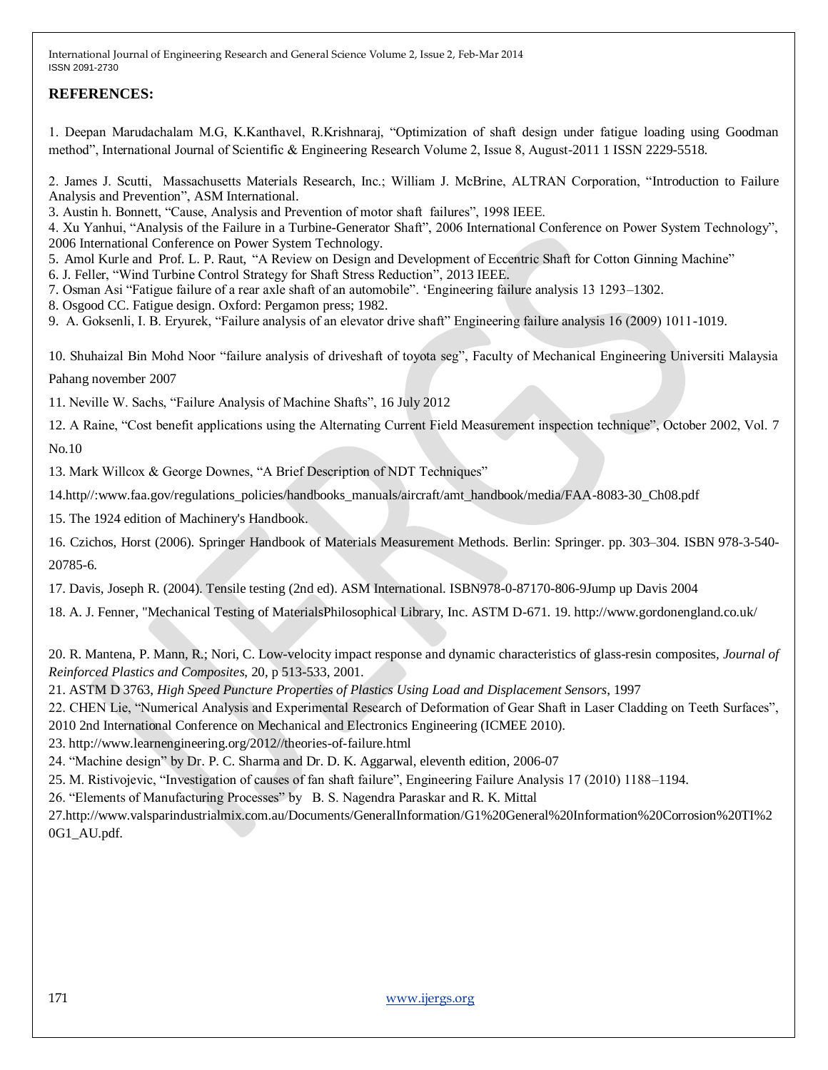**REFERENCES:**

1. Deepan Marudachalam M.G, K.Kanthavel, R.Krishnaraj, “Optimization of shaft design under fatigue loading using Goodman method”, International Journal of Scientific & Engineering Research Volume 2, Issue 8, August-2011 1 ISSN 2229-5518.

2. James J. Scutti, Massachusetts Materials Research, Inc.; William J. McBrine, ALTRAN Corporation, “Introduction to Failure Analysis and Prevention”, ASM International.

3. Austin h. Bonnett, “Cause, Analysis and Prevention of motor shaft failures”, 1998 IEEE.

4. Xu Yanhui, “Analysis of the Failure in a Turbine-Generator Shaft”, 2006 International Conference on Power System Technology”, 2006 International Conference on Power System Technology.

5. Amol Kurle and Prof. L. P. Raut, “A Review on Design and Development of Eccentric Shaft for Cotton Ginning Machine”

6. J. Feller, “Wind Turbine Control Strategy for Shaft Stress Reduction”, 2013 IEEE.

7. Osman Asi “Fatigue failure of a rear axle shaft of an automobile”. ‘Engineering failure analysis 13 1293–1302.

8. Osgood CC. Fatigue design. Oxford: Pergamon press; 1982.

9. A. Goksenli, I. B. Eryurek, “Failure analysis of an elevator drive shaft” Engineering failure analysis 16 (2009) 1011-1019.

10. Shuhaizal Bin Mohd Noor “failure analysis of driveshaft of toyota seg”, Faculty of Mechanical Engineering Universiti Malaysia Pahang november 2007

11. Neville W. Sachs, “Failure Analysis of Machine Shafts”, 16 July 2012

12. A Raine, “Cost benefit applications using the Alternating Current Field Measurement inspection technique”, October 2002, Vol. 7 No.10

13. Mark Willcox & George Downes, “A Brief Description of NDT Techniques”

14.http//:www.faa.gov/regulations_policies/handbooks_manuals/aircraft/amt_handbook/media/FAA-8083-30_Ch08.pdf

15. The 1924 edition of Machinery's Handbook.

16. Czichos, Horst (2006). Springer Handbook of Materials Measurement Methods. Berlin: Springer. pp. 303–304. ISBN 978-3-540-20785-6.

17. Davis, Joseph R. (2004). Tensile testing (2nd ed). ASM International. ISBN978-0-87170-806-9Jump up Davis 2004

18. A. J. Fenner, "Mechanical Testing of MaterialsPhilosophical Library, Inc. ASTM D-671. 19. http://www.gordonengland.co.uk/

20. R. Mantena, P. Mann, R.; Nori, C. Low-velocity impact response and dynamic characteristics of glass-resin composites, *Journal of Reinforced Plastics and Composites*, 20, p 513-533, 2001.

21. ASTM D 3763, *High Speed Puncture Properties of Plastics Using Load and Displacement Sensors*, 1997

22. CHEN Lie, “Numerical Analysis and Experimental Research of Deformation of Gear Shaft in Laser Cladding on Teeth Surfaces”, 2010 2nd International Conference on Mechanical and Electronics Engineering (ICMEE 2010).

23. http://www.learnengineering.org/2012//theories-of-failure.html

24. “Machine design” by Dr. P. C. Sharma and Dr. D. K. Aggarwal, eleventh edition, 2006-07

25. M. Ristivojevic, “Investigation of causes of fan shaft failure”, Engineering Failure Analysis 17 (2010) 1188–1194.

26. “Elements of Manufacturing Processes” by B. S. Nagendra Paraskar and R. K. Mittal

27.http://www.valsparindustrialmix.com.au/Documents/GeneralInformation/G1%20General%20Information%20Corrosion%20TI%20G1_AU.pdf.